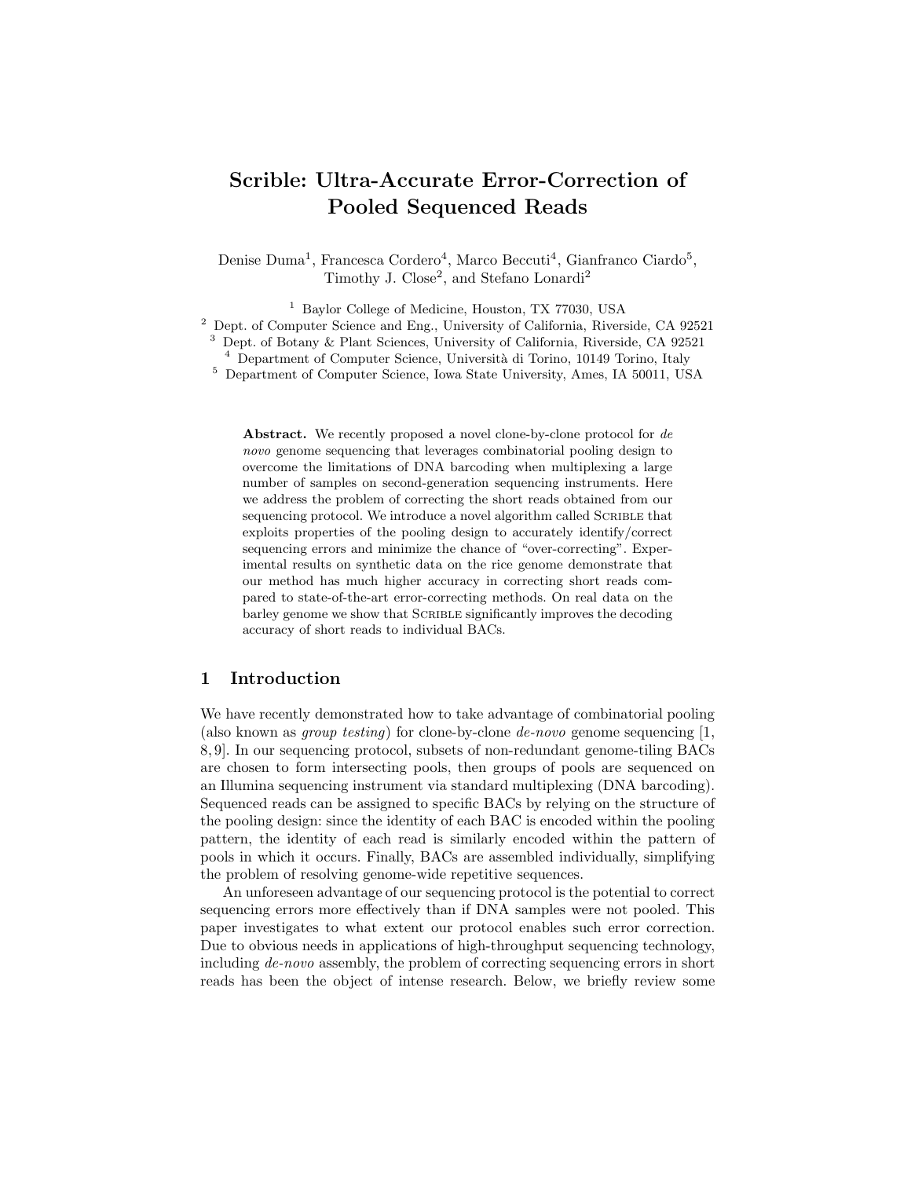# Scrible: Ultra-Accurate Error-Correction of Pooled Sequenced Reads

Denise Duma[1], Francesca Cordero[4], Marco Beccuti[4], Gianfranco Ciardo[5], Timothy J. Close[2], and Stefano Lonardi[2]

[1] Baylor College of Medicine, Houston, TX 77030, USA
[2] Dept. of Computer Science and Eng., University of California, Riverside, CA 92521
[3] Dept. of Botany & Plant Sciences, University of California, Riverside, CA 92521
[4] Department of Computer Science, Università di Torino, 10149 Torino, Italy
[5] Department of Computer Science, Iowa State University, Ames, IA 50011, USA

**Abstract.** We recently proposed a novel clone-by-clone protocol for *de novo* genome sequencing that leverages combinatorial pooling design to overcome the limitations of DNA barcoding when multiplexing a large number of samples on second-generation sequencing instruments. Here we address the problem of correcting the short reads obtained from our sequencing protocol. We introduce a novel algorithm called Scrible that exploits properties of the pooling design to accurately identify/correct sequencing errors and minimize the chance of "over-correcting". Experimental results on synthetic data on the rice genome demonstrate that our method has much higher accuracy in correcting short reads compared to state-of-the-art error-correcting methods. On real data on the barley genome we show that Scrible significantly improves the decoding accuracy of short reads to individual BACs.

## 1 Introduction

We have recently demonstrated how to take advantage of combinatorial pooling (also known as *group testing*) for clone-by-clone *de-novo* genome sequencing [1, 8, 9]. In our sequencing protocol, subsets of non-redundant genome-tiling BACs are chosen to form intersecting pools, then groups of pools are sequenced on an Illumina sequencing instrument via standard multiplexing (DNA barcoding). Sequenced reads can be assigned to specific BACs by relying on the structure of the pooling design: since the identity of each BAC is encoded within the pooling pattern, the identity of each read is similarly encoded within the pattern of pools in which it occurs. Finally, BACs are assembled individually, simplifying the problem of resolving genome-wide repetitive sequences.

An unforeseen advantage of our sequencing protocol is the potential to correct sequencing errors more effectively than if DNA samples were not pooled. This paper investigates to what extent our protocol enables such error correction. Due to obvious needs in applications of high-throughput sequencing technology, including *de-novo* assembly, the problem of correcting sequencing errors in short reads has been the object of intense research. Below, we briefly review some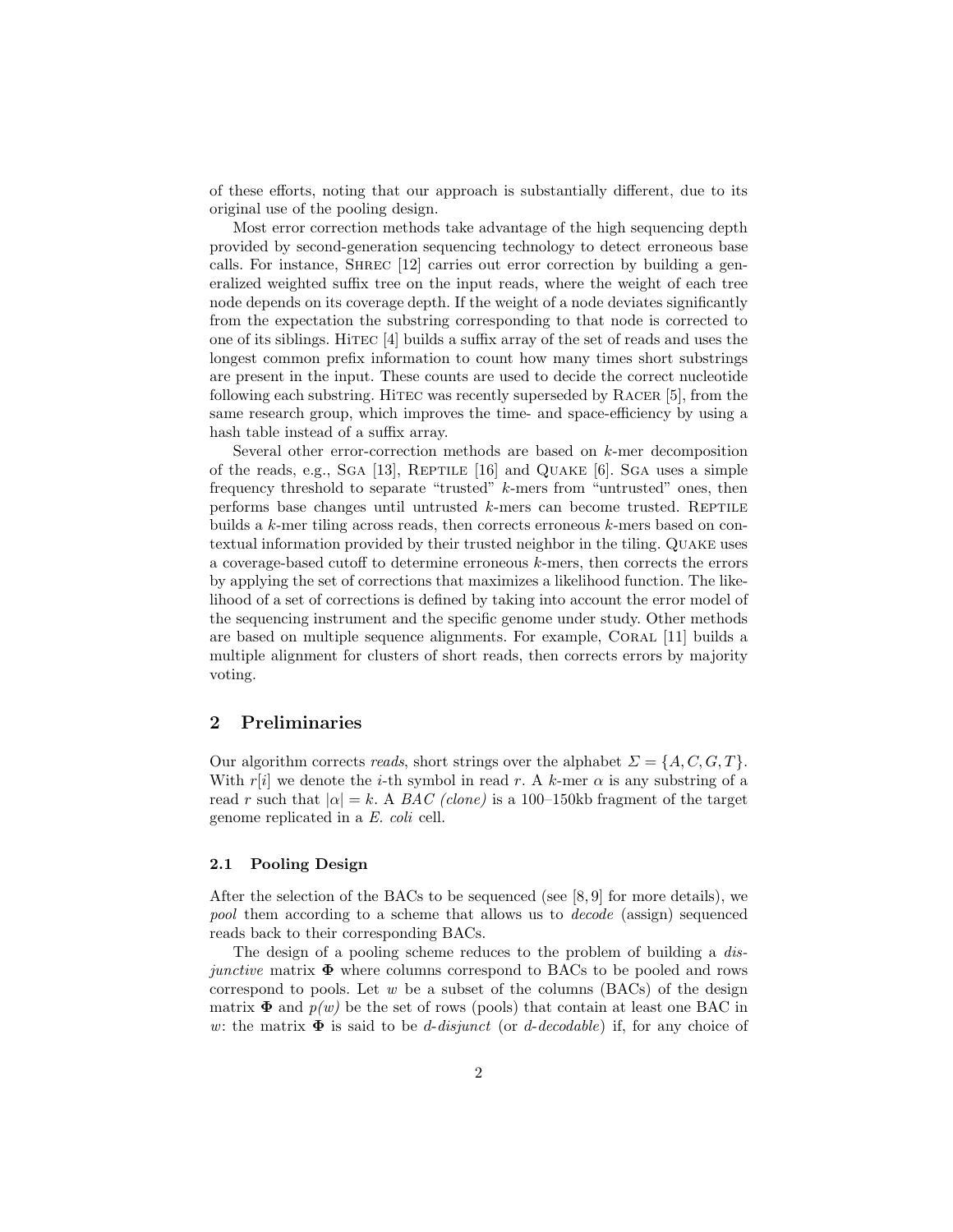of these efforts, noting that our approach is substantially different, due to its original use of the pooling design.

Most error correction methods take advantage of the high sequencing depth provided by second-generation sequencing technology to detect erroneous base calls. For instance, Shrec [12] carries out error correction by building a generalized weighted suffix tree on the input reads, where the weight of each tree node depends on its coverage depth. If the weight of a node deviates significantly from the expectation the substring corresponding to that node is corrected to one of its siblings. Hitec [4] builds a suffix array of the set of reads and uses the longest common prefix information to count how many times short substrings are present in the input. These counts are used to decide the correct nucleotide following each substring. Hitec was recently superseded by Racer [5], from the same research group, which improves the time- and space-efficiency by using a hash table instead of a suffix array.

Several other error-correction methods are based on $k$-mer decomposition of the reads, e.g., Sga [13], Reptile [16] and Quake [6]. Sga uses a simple frequency threshold to separate "trusted" $k$-mers from "untrusted" ones, then performs base changes until untrusted $k$-mers can become trusted. Reptile builds a $k$-mer tiling across reads, then corrects erroneous $k$-mers based on contextual information provided by their trusted neighbor in the tiling. Quake uses a coverage-based cutoff to determine erroneous $k$-mers, then corrects the errors by applying the set of corrections that maximizes a likelihood function. The likelihood of a set of corrections is defined by taking into account the error model of the sequencing instrument and the specific genome under study. Other methods are based on multiple sequence alignments. For example, Coral [11] builds a multiple alignment for clusters of short reads, then corrects errors by majority voting.

## 2 Preliminaries

Our algorithm corrects *reads*, short strings over the alphabet $\Sigma = \{A, C, G, T\}$. With $r[i]$ we denote the $i$-th symbol in read $r$. A $k$-mer $\alpha$ is any substring of a read $r$ such that $|\alpha| = k$. A *BAC (clone)* is a 100–150kb fragment of the target genome replicated in a *E. coli* cell.

### 2.1 Pooling Design

After the selection of the BACs to be sequenced (see [8, 9] for more details), we *pool* them according to a scheme that allows us to *decode* (assign) sequenced reads back to their corresponding BACs.

The design of a pooling scheme reduces to the problem of building a *disjunctive* matrix $\mathbf{\Phi}$ where columns correspond to BACs to be pooled and rows correspond to pools. Let $w$ be a subset of the columns (BACs) of the design matrix $\mathbf{\Phi}$ and $p(w)$ be the set of rows (pools) that contain at least one BAC in $w$: the matrix $\mathbf{\Phi}$ is said to be $d$-*disjunct* (or $d$-*decodable*) if, for any choice of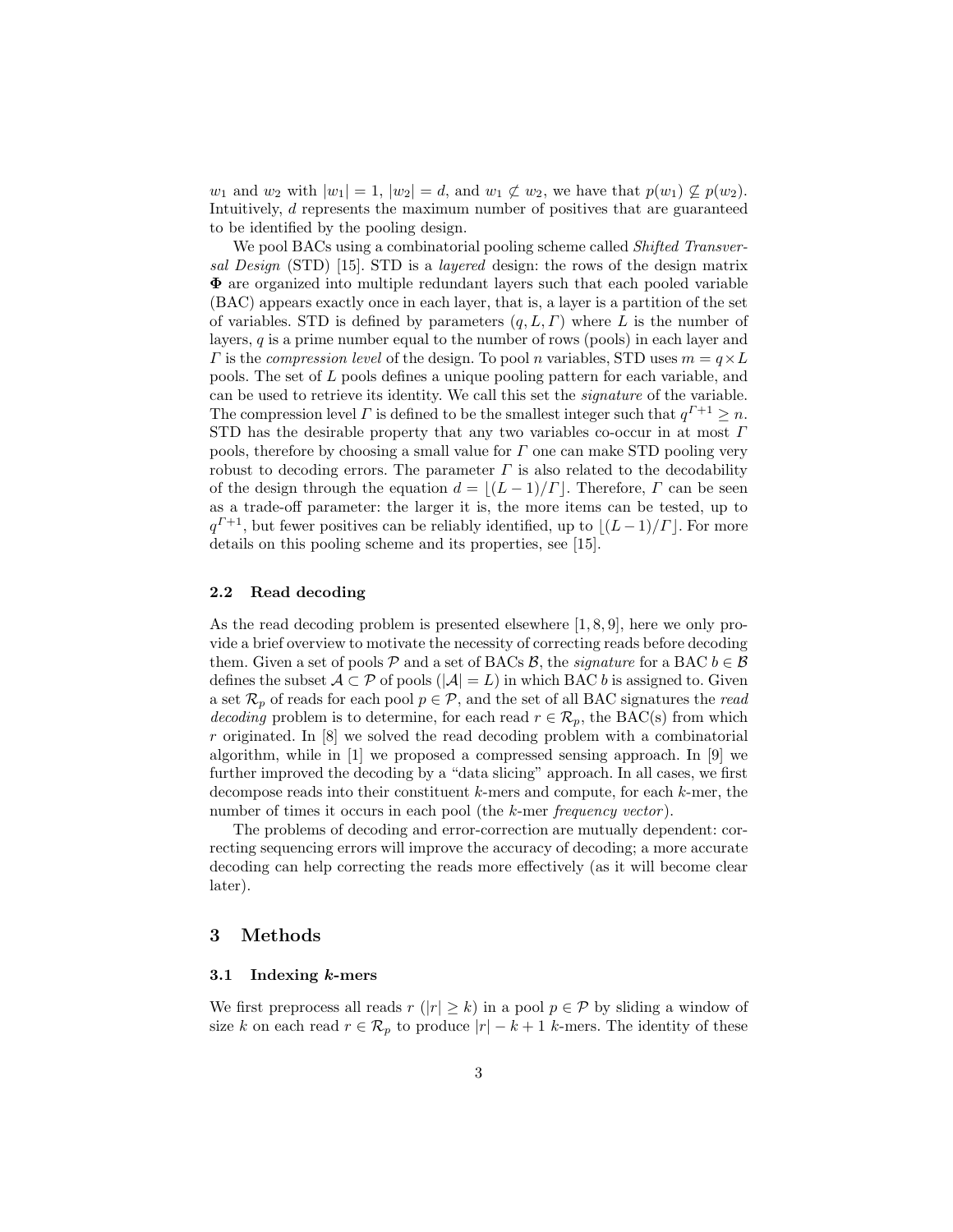$w_1$ and $w_2$ with $|w_1| = 1$, $|w_2| = d$, and $w_1 \not\subset w_2$, we have that $p(w_1) \not\subseteq p(w_2)$. Intuitively, $d$ represents the maximum number of positives that are guaranteed to be identified by the pooling design.

We pool BACs using a combinatorial pooling scheme called *Shifted Transversal Design* (STD) [15]. STD is a *layered* design: the rows of the design matrix $\mathbf{\Phi}$ are organized into multiple redundant layers such that each pooled variable (BAC) appears exactly once in each layer, that is, a layer is a partition of the set of variables. STD is defined by parameters $(q, L, \Gamma)$ where $L$ is the number of layers, $q$ is a prime number equal to the number of rows (pools) in each layer and $\Gamma$ is the *compression level* of the design. To pool $n$ variables, STD uses $m = q \times L$ pools. The set of $L$ pools defines a unique pooling pattern for each variable, and can be used to retrieve its identity. We call this set the *signature* of the variable. The compression level $\Gamma$ is defined to be the smallest integer such that $q^{\Gamma+1} \geq n$. STD has the desirable property that any two variables co-occur in at most $\Gamma$ pools, therefore by choosing a small value for $\Gamma$ one can make STD pooling very robust to decoding errors. The parameter $\Gamma$ is also related to the decodability of the design through the equation $d = \lfloor (L-1)/\Gamma \rfloor$. Therefore, $\Gamma$ can be seen as a trade-off parameter: the larger it is, the more items can be tested, up to $q^{\Gamma+1}$, but fewer positives can be reliably identified, up to $\lfloor (L-1)/\Gamma \rfloor$. For more details on this pooling scheme and its properties, see [15].

### 2.2 Read decoding

As the read decoding problem is presented elsewhere [1, 8, 9], here we only provide a brief overview to motivate the necessity of correcting reads before decoding them. Given a set of pools $\mathcal{P}$ and a set of BACs $\mathcal{B}$, the *signature* for a BAC $b \in \mathcal{B}$ defines the subset $\mathcal{A} \subset \mathcal{P}$ of pools ($|\mathcal{A}| = L$) in which BAC $b$ is assigned to. Given a set $\mathcal{R}_p$ of reads for each pool $p \in \mathcal{P}$, and the set of all BAC signatures the *read decoding* problem is to determine, for each read $r \in \mathcal{R}_p$, the BAC(s) from which $r$ originated. In [8] we solved the read decoding problem with a combinatorial algorithm, while in [1] we proposed a compressed sensing approach. In [9] we further improved the decoding by a "data slicing" approach. In all cases, we first decompose reads into their constituent $k$-mers and compute, for each $k$-mer, the number of times it occurs in each pool (the $k$-mer *frequency vector*).

The problems of decoding and error-correction are mutually dependent: correcting sequencing errors will improve the accuracy of decoding; a more accurate decoding can help correcting the reads more effectively (as it will become clear later).

## 3 Methods

### 3.1 Indexing $k$-mers

We first preprocess all reads $r$ ($|r| \geq k$) in a pool $p \in \mathcal{P}$ by sliding a window of size $k$ on each read $r \in \mathcal{R}_p$ to produce $|r| - k + 1$ $k$-mers. The identity of these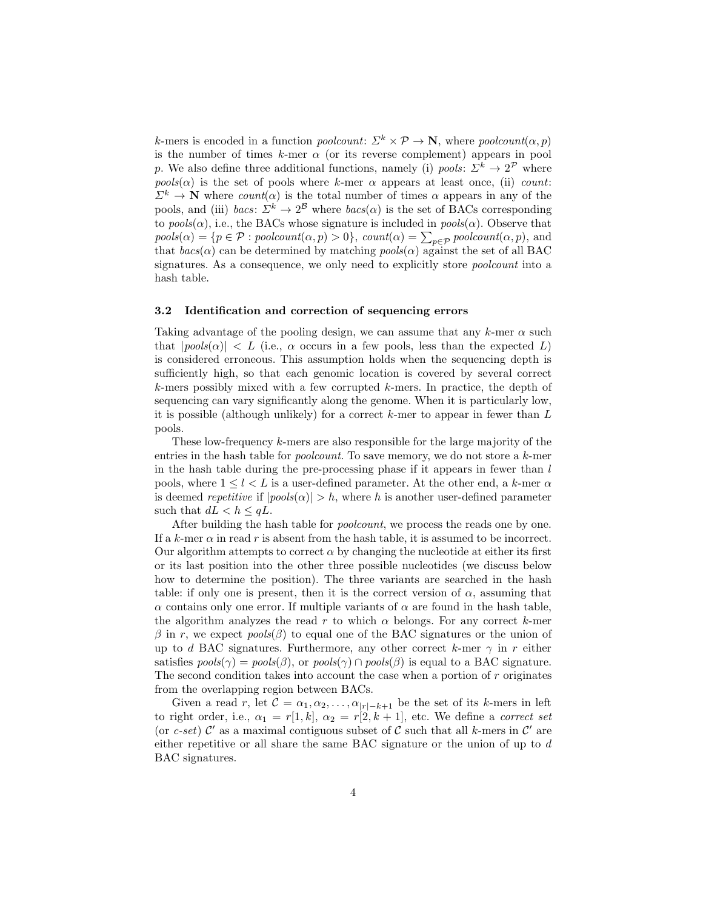$k$-mers is encoded in a function *poolcount*: $\Sigma^k \times \mathcal{P} \rightarrow \mathbf{N}$, where *poolcount*$(\alpha, p)$ is the number of times $k$-mer $\alpha$ (or its reverse complement) appears in pool $p$. We also define three additional functions, namely (i) *pools*: $\Sigma^k \rightarrow 2^{\mathcal{P}}$ where *pools*$(\alpha)$ is the set of pools where $k$-mer $\alpha$ appears at least once, (ii) *count*: $\Sigma^k \rightarrow \mathbf{N}$ where *count*$(\alpha)$ is the total number of times $\alpha$ appears in any of the pools, and (iii) *bacs*: $\Sigma^k \rightarrow 2^{\mathcal{B}}$ where *bacs*$(\alpha)$ is the set of BACs corresponding to *pools*$(\alpha)$, i.e., the BACs whose signature is included in *pools*$(\alpha)$. Observe that *pools*$(\alpha) = \{p \in \mathcal{P} : poolcount(\alpha, p) > 0\}$, *count*$(\alpha) = \sum_{p \in \mathcal{P}} poolcount(\alpha, p)$, and that *bacs*$(\alpha)$ can be determined by matching *pools*$(\alpha)$ against the set of all BAC signatures. As a consequence, we only need to explicitly store *poolcount* into a hash table.

### 3.2 Identification and correction of sequencing errors

Taking advantage of the pooling design, we can assume that any $k$-mer $\alpha$ such that $|pools(\alpha)| < L$ (i.e., $\alpha$ occurs in a few pools, less than the expected $L$) is considered erroneous. This assumption holds when the sequencing depth is sufficiently high, so that each genomic location is covered by several correct $k$-mers possibly mixed with a few corrupted $k$-mers. In practice, the depth of sequencing can vary significantly along the genome. When it is particularly low, it is possible (although unlikely) for a correct $k$-mer to appear in fewer than $L$ pools.

These low-frequency $k$-mers are also responsible for the large majority of the entries in the hash table for *poolcount*. To save memory, we do not store a $k$-mer in the hash table during the pre-processing phase if it appears in fewer than $l$ pools, where $1 \leq l < L$ is a user-defined parameter. At the other end, a $k$-mer $\alpha$ is deemed *repetitive* if $|pools(\alpha)| > h$, where $h$ is another user-defined parameter such that $dL < h \leq qL$.

After building the hash table for *poolcount*, we process the reads one by one. If a $k$-mer $\alpha$ in read $r$ is absent from the hash table, it is assumed to be incorrect. Our algorithm attempts to correct $\alpha$ by changing the nucleotide at either its first or its last position into the other three possible nucleotides (we discuss below how to determine the position). The three variants are searched in the hash table: if only one is present, then it is the correct version of $\alpha$, assuming that $\alpha$ contains only one error. If multiple variants of $\alpha$ are found in the hash table, the algorithm analyzes the read $r$ to which $\alpha$ belongs. For any correct $k$-mer $\beta$ in $r$, we expect *pools*$(\beta)$ to equal one of the BAC signatures or the union of up to $d$ BAC signatures. Furthermore, any other correct $k$-mer $\gamma$ in $r$ either satisfies *pools*$(\gamma)$ = *pools*$(\beta)$, or *pools*$(\gamma) \cap$ *pools*$(\beta)$ is equal to a BAC signature. The second condition takes into account the case when a portion of $r$ originates from the overlapping region between BACs.

Given a read $r$, let $\mathcal{C} = \alpha_1, \alpha_2, \ldots, \alpha_{|r|-k+1}$ be the set of its $k$-mers in left to right order, i.e., $\alpha_1 = r[1, k]$, $\alpha_2 = r[2, k+1]$, etc. We define a *correct set* (or *c-set*) $\mathcal{C}'$ as a maximal contiguous subset of $\mathcal{C}$ such that all $k$-mers in $\mathcal{C}'$ are either repetitive or all share the same BAC signature or the union of up to $d$ BAC signatures.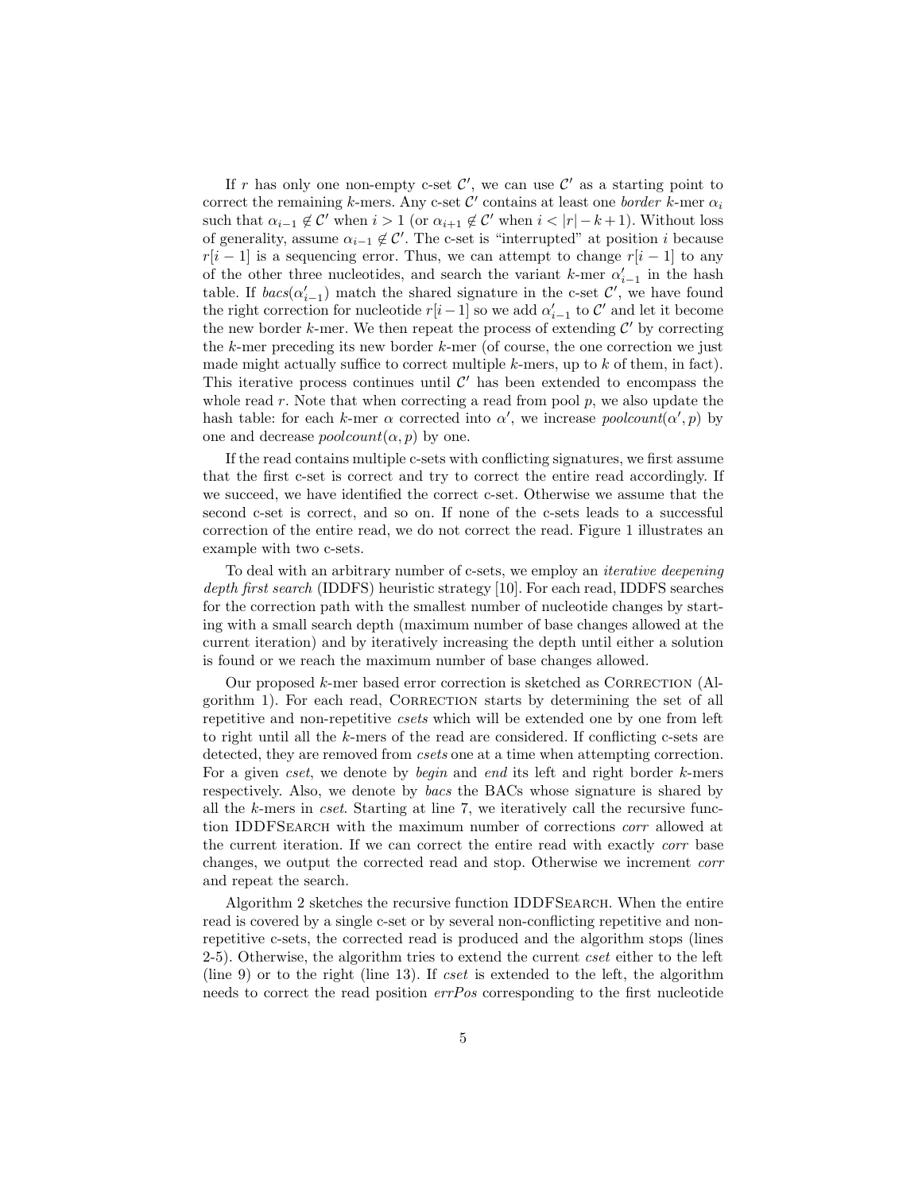If $r$ has only one non-empty c-set $\mathcal{C}'$, we can use $\mathcal{C}'$ as a starting point to correct the remaining $k$-mers. Any c-set $\mathcal{C}'$ contains at least one *border* $k$-mer $\alpha_i$ such that $\alpha_{i-1} \notin \mathcal{C}'$ when $i > 1$ (or $\alpha_{i+1} \notin \mathcal{C}'$ when $i < |r| - k + 1$). Without loss of generality, assume $\alpha_{i-1} \notin \mathcal{C}'$. The c-set is "interrupted" at position $i$ because $r[i-1]$ is a sequencing error. Thus, we can attempt to change $r[i-1]$ to any of the other three nucleotides, and search the variant $k$-mer $\alpha'_{i-1}$ in the hash table. If $bacs(\alpha'_{i-1})$ match the shared signature in the c-set $\mathcal{C}'$, we have found the right correction for nucleotide $r[i-1]$ so we add $\alpha'_{i-1}$ to $\mathcal{C}'$ and let it become the new border $k$-mer. We then repeat the process of extending $\mathcal{C}'$ by correcting the $k$-mer preceding its new border $k$-mer (of course, the one correction we just made might actually suffice to correct multiple $k$-mers, up to $k$ of them, in fact). This iterative process continues until $\mathcal{C}'$ has been extended to encompass the whole read $r$. Note that when correcting a read from pool $p$, we also update the hash table: for each $k$-mer $\alpha$ corrected into $\alpha'$, we increase $poolcount(\alpha', p)$ by one and decrease $poolcount(\alpha, p)$ by one.

If the read contains multiple c-sets with conflicting signatures, we first assume that the first c-set is correct and try to correct the entire read accordingly. If we succeed, we have identified the correct c-set. Otherwise we assume that the second c-set is correct, and so on. If none of the c-sets leads to a successful correction of the entire read, we do not correct the read. Figure 1 illustrates an example with two c-sets.

To deal with an arbitrary number of c-sets, we employ an *iterative deepening depth first search* (IDDFS) heuristic strategy [10]. For each read, IDDFS searches for the correction path with the smallest number of nucleotide changes by starting with a small search depth (maximum number of base changes allowed at the current iteration) and by iteratively increasing the depth until either a solution is found or we reach the maximum number of base changes allowed.

Our proposed $k$-mer based error correction is sketched as CORRECTION (Algorithm 1). For each read, CORRECTION starts by determining the set of all repetitive and non-repetitive *csets* which will be extended one by one from left to right until all the $k$-mers of the read are considered. If conflicting c-sets are detected, they are removed from *csets* one at a time when attempting correction. For a given *cset*, we denote by *begin* and *end* its left and right border $k$-mers respectively. Also, we denote by *bacs* the BACs whose signature is shared by all the $k$-mers in *cset*. Starting at line 7, we iteratively call the recursive function IDDFSEARCH with the maximum number of corrections *corr* allowed at the current iteration. If we can correct the entire read with exactly *corr* base changes, we output the corrected read and stop. Otherwise we increment *corr* and repeat the search.

Algorithm 2 sketches the recursive function IDDFSEARCH. When the entire read is covered by a single c-set or by several non-conflicting repetitive and non-repetitive c-sets, the corrected read is produced and the algorithm stops (lines 2-5). Otherwise, the algorithm tries to extend the current *cset* either to the left (line 9) or to the right (line 13). If *cset* is extended to the left, the algorithm needs to correct the read position *errPos* corresponding to the first nucleotide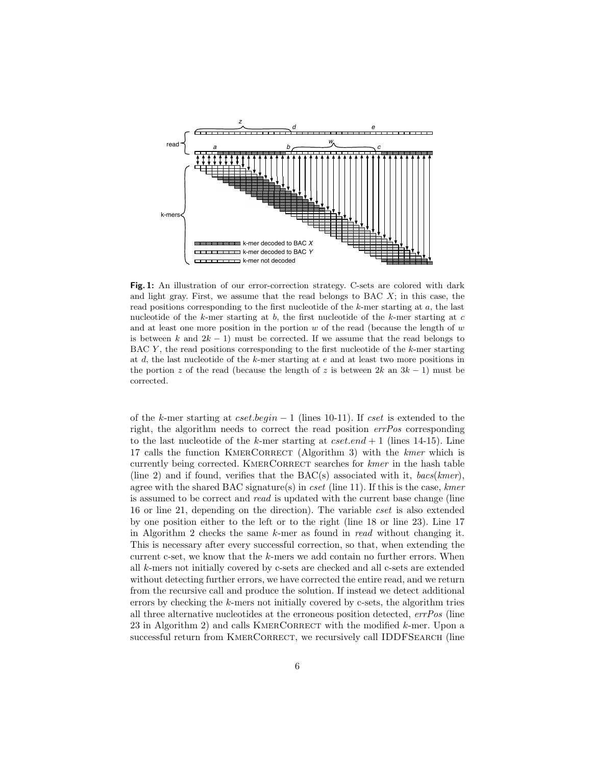**Fig. 1:** An illustration of our error-correction strategy. C-sets are colored with dark and light gray. First, we assume that the read belongs to BAC $X$; in this case, the read positions corresponding to the first nucleotide of the $k$-mer starting at $a$, the last nucleotide of the $k$-mer starting at $b$, the first nucleotide of the $k$-mer starting at $c$ and at least one more position in the portion $w$ of the read (because the length of $w$ is between $k$ and $2k-1$) must be corrected. If we assume that the read belongs to BAC $Y$, the read positions corresponding to the first nucleotide of the $k$-mer starting at $d$, the last nucleotide of the $k$-mer starting at $e$ and at least two more positions in the portion $z$ of the read (because the length of $z$ is between $2k$ an $3k-1$) must be corrected.

of the $k$-mer starting at $cset.begin - 1$ (lines 10-11). If *cset* is extended to the right, the algorithm needs to correct the read position *errPos* corresponding to the last nucleotide of the $k$-mer starting at $cset.end + 1$ (lines 14-15). Line 17 calls the function KmerCorrect (Algorithm 3) with the *kmer* which is currently being corrected. KmerCorrect searches for *kmer* in the hash table (line 2) and if found, verifies that the BAC(s) associated with it, *bacs*(*kmer*), agree with the shared BAC signature(s) in *cset* (line 11). If this is the case, *kmer* is assumed to be correct and *read* is updated with the current base change (line 16 or line 21, depending on the direction). The variable *cset* is also extended by one position either to the left or to the right (line 18 or line 23). Line 17 in Algorithm 2 checks the same $k$-mer as found in *read* without changing it. This is necessary after every successful correction, so that, when extending the current c-set, we know that the $k$-mers we add contain no further errors. When all $k$-mers not initially covered by c-sets are checked and all c-sets are extended without detecting further errors, we have corrected the entire read, and we return from the recursive call and produce the solution. If instead we detect additional errors by checking the $k$-mers not initially covered by c-sets, the algorithm tries all three alternative nucleotides at the erroneous position detected, *errPos* (line 23 in Algorithm 2) and calls KmerCorrect with the modified $k$-mer. Upon a successful return from KmerCorrect, we recursively call IDDFSearch (line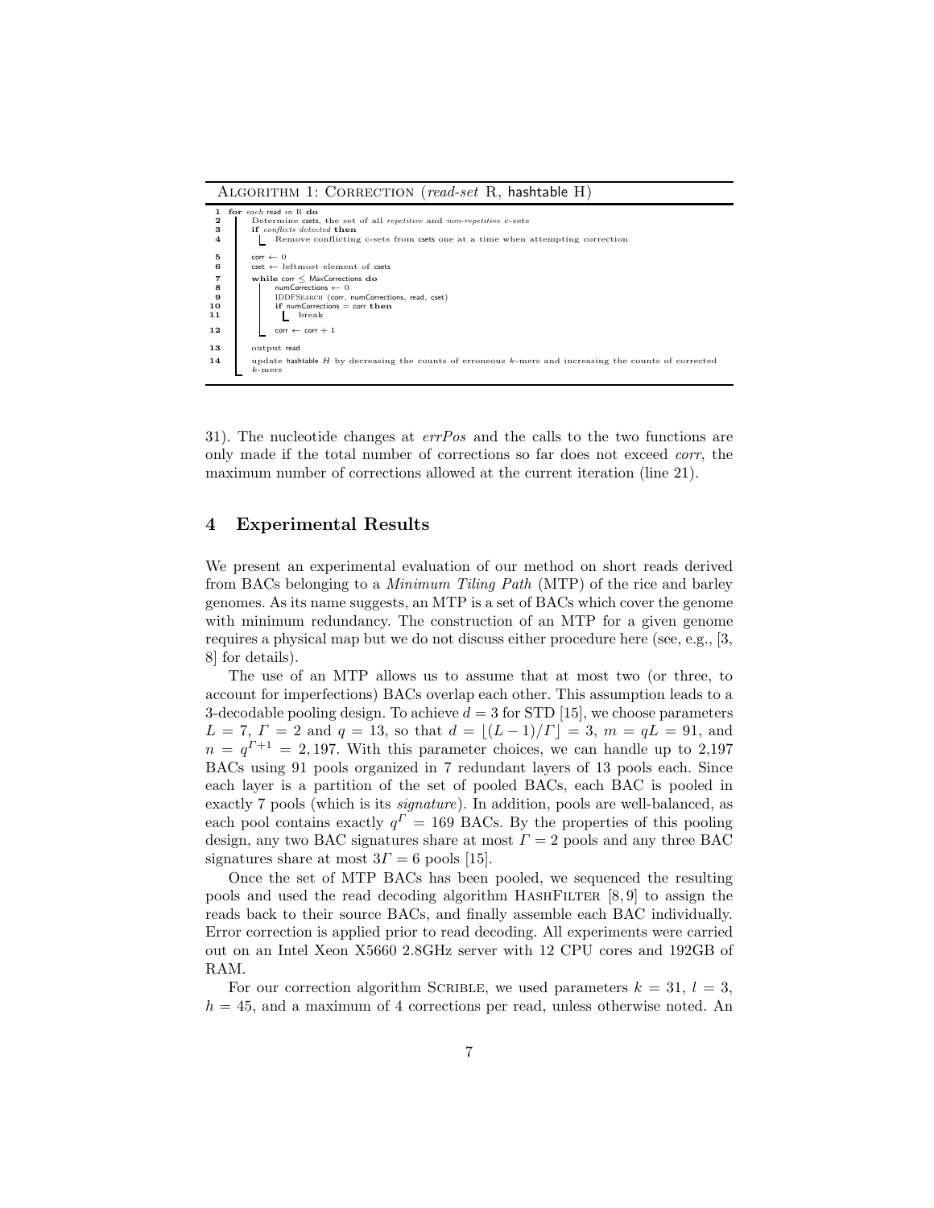**Algorithm 1: Correction (*read-set* R, hashtable H)**

```
1  for each read in R do
2      Determine csets, the set of all repetitive and non-repetitive c-sets
3      if conflicts detected then
4          Remove conflicting c-sets from csets one at a time when attempting correction
5      corr ← 0
6      cset ← leftmost element of csets
7      while corr ≤ MaxCorrections do
8          numCorrections ← 0
9          IDDFSearch (corr, numCorrections, read, cset)
10         if numCorrections = corr then
11             break
12         corr ← corr + 1
13     output read
14     update hashtable H by decreasing the counts of erroneous k-mers and increasing the counts of corrected
       k-mers
```

31). The nucleotide changes at *errPos* and the calls to the two functions are only made if the total number of corrections so far does not exceed *corr*, the maximum number of corrections allowed at the current iteration (line 21).

## 4 Experimental Results

We present an experimental evaluation of our method on short reads derived from BACs belonging to a *Minimum Tiling Path* (MTP) of the rice and barley genomes. As its name suggests, an MTP is a set of BACs which cover the genome with minimum redundancy. The construction of an MTP for a given genome requires a physical map but we do not discuss either procedure here (see, e.g., [3, 8] for details).

The use of an MTP allows us to assume that at most two (or three, to account for imperfections) BACs overlap each other. This assumption leads to a 3-decodable pooling design. To achieve $d = 3$ for STD [15], we choose parameters $L = 7$, $\Gamma = 2$ and $q = 13$, so that $d = \lfloor (L-1)/\Gamma \rfloor = 3$, $m = qL = 91$, and $n = q^{\Gamma+1} = 2,197$. With this parameter choices, we can handle up to 2,197 BACs using 91 pools organized in 7 redundant layers of 13 pools each. Since each layer is a partition of the set of pooled BACs, each BAC is pooled in exactly 7 pools (which is its *signature*). In addition, pools are well-balanced, as each pool contains exactly $q^{\Gamma} = 169$ BACs. By the properties of this pooling design, any two BAC signatures share at most $\Gamma = 2$ pools and any three BAC signatures share at most $3\Gamma = 6$ pools [15].

Once the set of MTP BACs has been pooled, we sequenced the resulting pools and used the read decoding algorithm HashFilter [8, 9] to assign the reads back to their source BACs, and finally assemble each BAC individually. Error correction is applied prior to read decoding. All experiments were carried out on an Intel Xeon X5660 2.8GHz server with 12 CPU cores and 192GB of RAM.

For our correction algorithm Scrible, we used parameters $k = 31$, $l = 3$, $h = 45$, and a maximum of 4 corrections per read, unless otherwise noted. An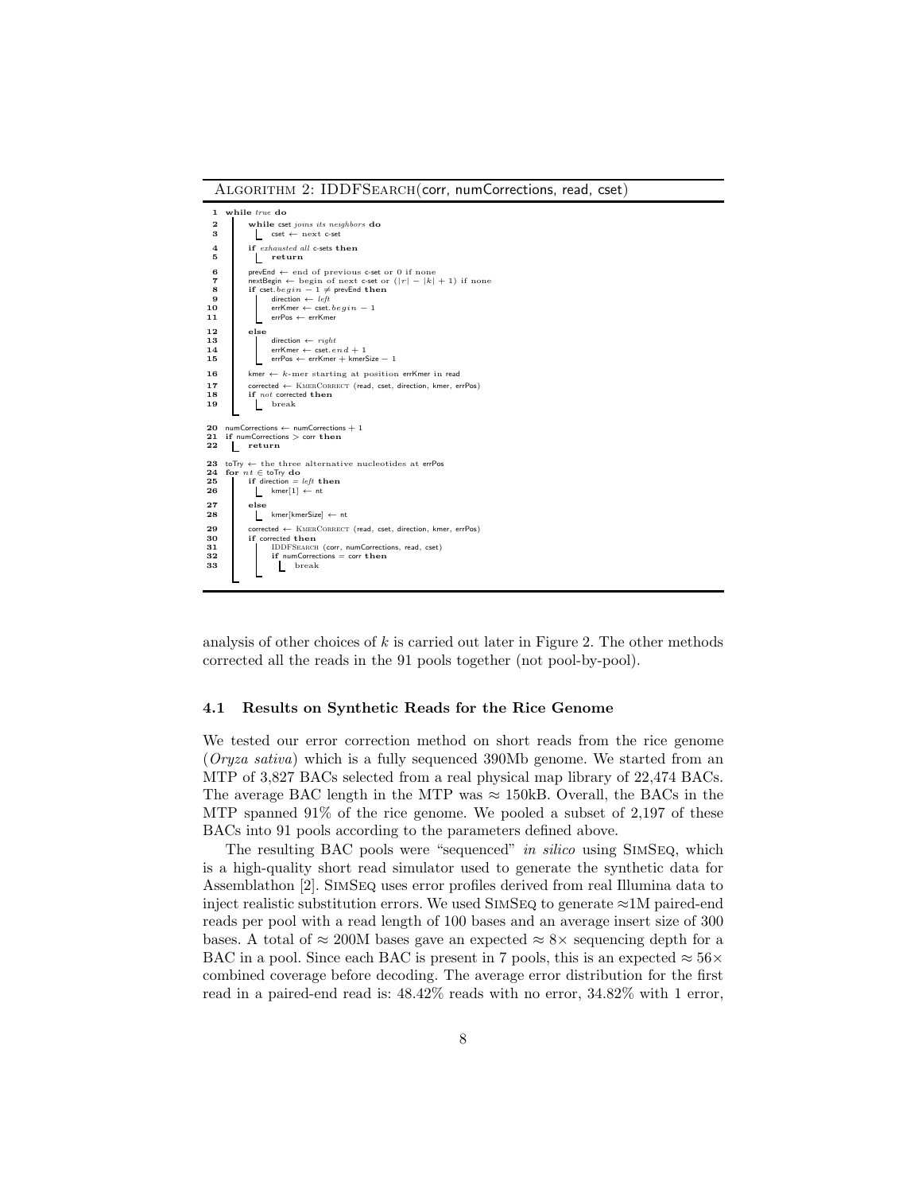**Algorithm 2:** IDDFSearch(corr, numCorrections, read, cset)

```
1  while true do
2      while cset joins its neighbors do
3          cset ← next c-set
4      if exhausted all c-sets then
5          return
6      prevEnd ← end of previous c-set or 0 if none
7      nextBegin ← begin of next c-set or (|r| − |k| + 1) if none
8      if cset.begin − 1 ≠ prevEnd then
9          direction ← left
10         errKmer ← cset.begin − 1
11         errPos ← errKmer
12     else
13         direction ← right
14         errKmer ← cset.end + 1
15         errPos ← errKmer + kmerSize − 1
16     kmer ← k-mer starting at position errKmer in read
17     corrected ← KmerCorrect (read, cset, direction, kmer, errPos)
18     if not corrected then
19         break

20 numCorrections ← numCorrections + 1
21 if numCorrections > corr then
22     return

23 toTry ← the three alternative nucleotides at errPos
24 for nt ∈ toTry do
25     if direction = left then
26         kmer[1] ← nt
27     else
28         kmer[kmerSize] ← nt
29     corrected ← KmerCorrect (read, cset, direction, kmer, errPos)
30     if corrected then
31         IDDFSearch (corr, numCorrections, read, cset)
32         if numCorrections = corr then
33             break
```

analysis of other choices of $k$ is carried out later in Figure 2. The other methods corrected all the reads in the 91 pools together (not pool-by-pool).

### 4.1 Results on Synthetic Reads for the Rice Genome

We tested our error correction method on short reads from the rice genome (*Oryza sativa*) which is a fully sequenced 390Mb genome. We started from an MTP of 3,827 BACs selected from a real physical map library of 22,474 BACs. The average BAC length in the MTP was $\approx$ 150kB. Overall, the BACs in the MTP spanned 91% of the rice genome. We pooled a subset of 2,197 of these BACs into 91 pools according to the parameters defined above.

The resulting BAC pools were "sequenced" *in silico* using SimSeq, which is a high-quality short read simulator used to generate the synthetic data for Assemblathon [2]. SimSeq uses error profiles derived from real Illumina data to inject realistic substitution errors. We used SimSeq to generate $\approx$1M paired-end reads per pool with a read length of 100 bases and an average insert size of 300 bases. A total of $\approx$ 200M bases gave an expected $\approx 8\times$ sequencing depth for a BAC in a pool. Since each BAC is present in 7 pools, this is an expected $\approx 56\times$ combined coverage before decoding. The average error distribution for the first read in a paired-end read is: 48.42% reads with no error, 34.82% with 1 error,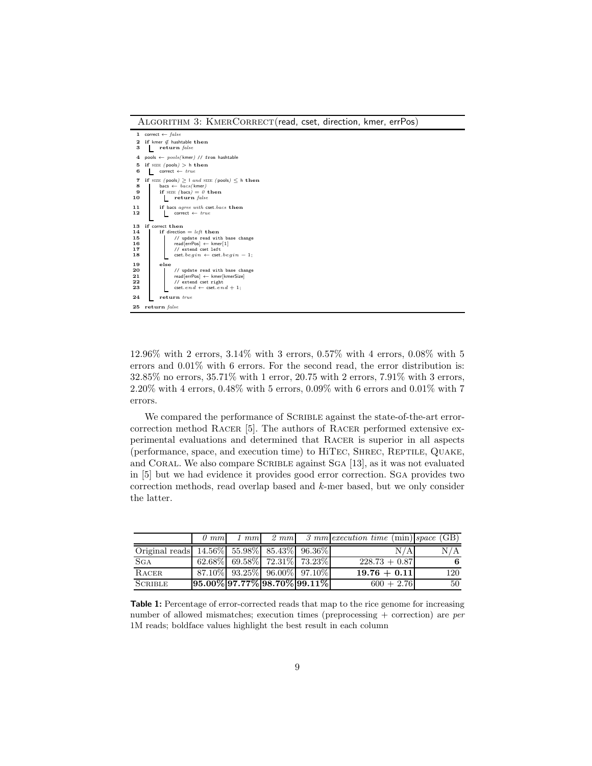**Algorithm 3: KmerCorrect(read, cset, direction, kmer, errPos)**

```
1  correct ← false
2  if kmer ∉ hashtable then
3      return false
4  pools ← pools(kmer) // from hashtable
5  if SIZE (pools) > h then
6      correct ← true
7  if SIZE (pools) ≥ l and SIZE (pools) ≤ h then
8      bacs ← bacs(kmer)
9      if SIZE (bacs) = 0 then
10         return false
11     if bacs agree with cset.bacs then
12         correct ← true
13 if correct then
14     if direction = left then
15         // update read with base change
16         read[errPos] ← kmer[1]
17         // extend cset left
18         cset.begin ← cset.begin − 1;
19     else
20         // update read with base change
21         read[errPos] ← kmer[kmerSize]
22         // extend cset right
23         cset.end ← cset.end + 1;
24     return true
25 return false
```

12.96% with 2 errors, 3.14% with 3 errors, 0.57% with 4 errors, 0.08% with 5 errors and 0.01% with 6 errors. For the second read, the error distribution is: 32.85% no errors, 35.71% with 1 error, 20.75 with 2 errors, 7.91% with 3 errors, 2.20% with 4 errors, 0.48% with 5 errors, 0.09% with 6 errors and 0.01% with 7 errors.

We compared the performance of Scrible against the state-of-the-art error-correction method Racer [5]. The authors of Racer performed extensive experimental evaluations and determined that Racer is superior in all aspects (performance, space, and execution time) to HiTec, Shrec, Reptile, Quake, and Coral. We also compare Scrible against Sga [13], as it was not evaluated in [5] but we had evidence it provides good error correction. Sga provides two correction methods, read overlap based and $k$-mer based, but we only consider the latter.

| | *0 mm* | *1 mm* | *2 mm* | *3 mm* | *execution time* (min) | *space* (GB) |
|---|---|---|---|---|---|---|
| Original reads | 14.56% | 55.98% | 85.43% | 96.36% | N/A | N/A |
| Sga | 62.68% | 69.58% | 72.31% | 73.23% | 228.73 + 0.87 | **6** |
| Racer | 87.10% | 93.25% | 96.00% | 97.10% | **19.76 + 0.11** | 120 |
| Scrible | **95.00%** | **97.77%** | **98.70%** | **99.11%** | 600 + 2.76 | 50 |

**Table 1:** Percentage of error-corrected reads that map to the rice genome for increasing number of allowed mismatches; execution times (preprocessing + correction) are *per* 1M reads; boldface values highlight the best result in each column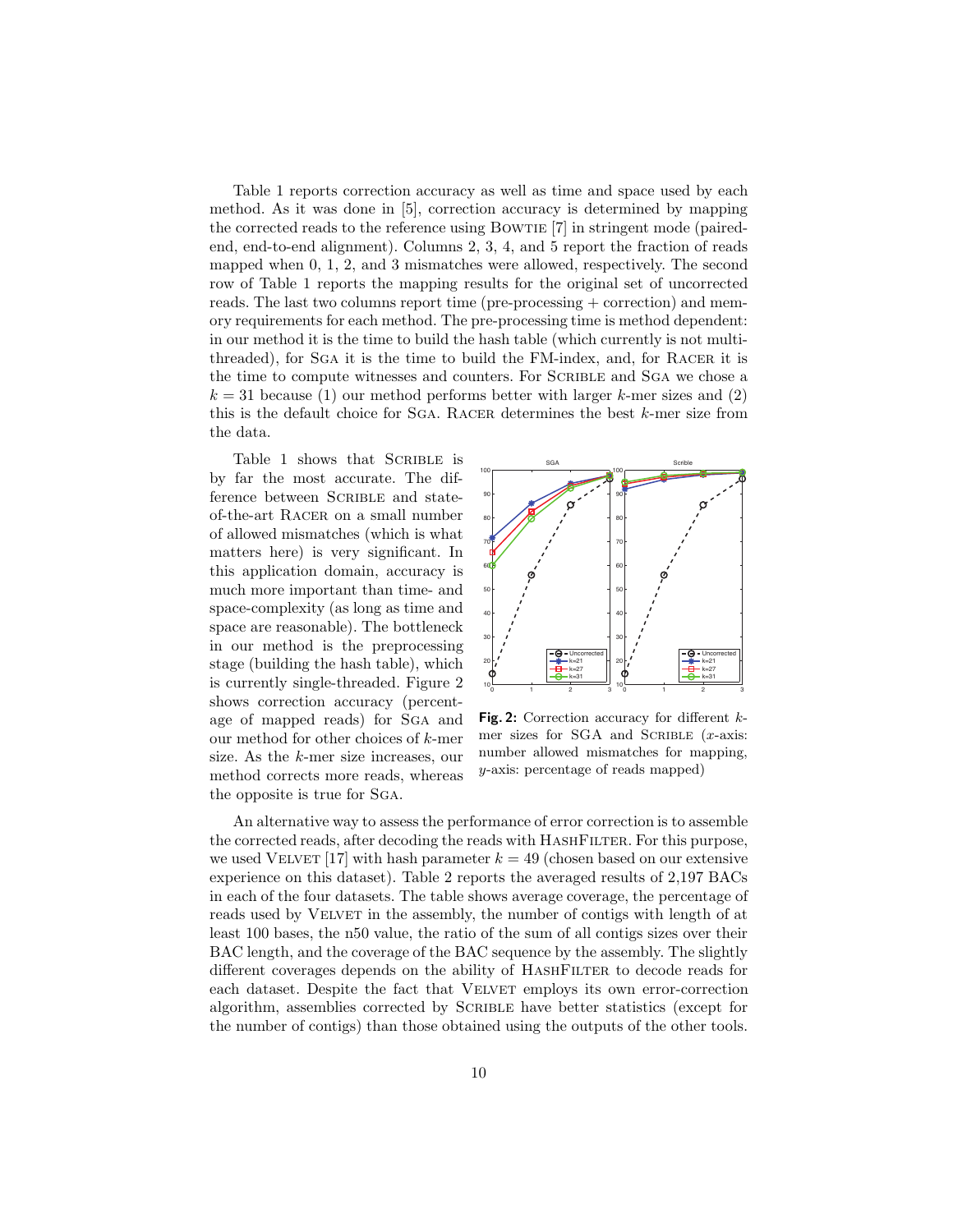Table 1 reports correction accuracy as well as time and space used by each method. As it was done in [5], correction accuracy is determined by mapping the corrected reads to the reference using Bowtie [7] in stringent mode (paired-end, end-to-end alignment). Columns 2, 3, 4, and 5 report the fraction of reads mapped when 0, 1, 2, and 3 mismatches were allowed, respectively. The second row of Table 1 reports the mapping results for the original set of uncorrected reads. The last two columns report time (pre-processing + correction) and memory requirements for each method. The pre-processing time is method dependent: in our method it is the time to build the hash table (which currently is not multi-threaded), for Sga it is the time to build the FM-index, and, for Racer it is the time to compute witnesses and counters. For Scrible and Sga we chose a $k = 31$ because (1) our method performs better with larger $k$-mer sizes and (2) this is the default choice for Sga. Racer determines the best $k$-mer size from the data.

Table 1 shows that Scrible is by far the most accurate. The difference between Scrible and state-of-the-art Racer on a small number of allowed mismatches (which is what matters here) is very significant. In this application domain, accuracy is much more important than time- and space-complexity (as long as time and space are reasonable). The bottleneck in our method is the preprocessing stage (building the hash table), which is currently single-threaded. Figure 2 shows correction accuracy (percentage of mapped reads) for Sga and our method for other choices of $k$-mer size. As the $k$-mer size increases, our method corrects more reads, whereas the opposite is true for Sga.

**Fig. 2:** Correction accuracy for different $k$-mer sizes for SGA and Scrible ($x$-axis: number allowed mismatches for mapping, $y$-axis: percentage of reads mapped)

An alternative way to assess the performance of error correction is to assemble the corrected reads, after decoding the reads with HashFilter. For this purpose, we used Velvet [17] with hash parameter $k = 49$ (chosen based on our extensive experience on this dataset). Table 2 reports the averaged results of 2,197 BACs in each of the four datasets. The table shows average coverage, the percentage of reads used by Velvet in the assembly, the number of contigs with length of at least 100 bases, the n50 value, the ratio of the sum of all contigs sizes over their BAC length, and the coverage of the BAC sequence by the assembly. The slightly different coverages depends on the ability of HashFilter to decode reads for each dataset. Despite the fact that Velvet employs its own error-correction algorithm, assemblies corrected by Scrible have better statistics (except for the number of contigs) than those obtained using the outputs of the other tools.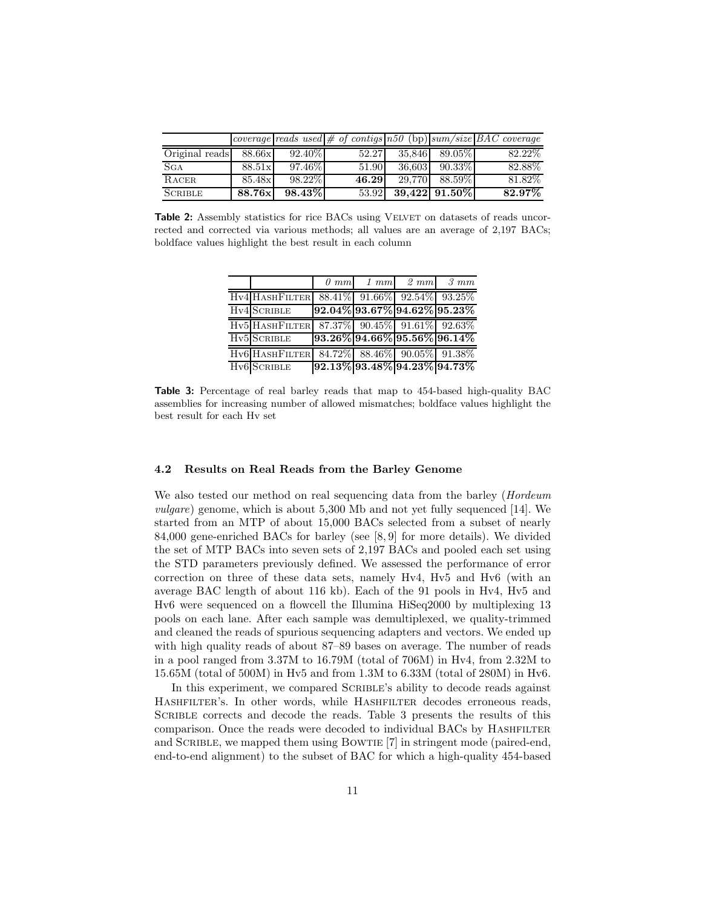|  | *coverage* | *reads used* | *# of contigs* | *n50* (bp) | *sum/size* | *BAC coverage* |
|---|---|---|---|---|---|---|
| Original reads | 88.66x | 92.40% | 52.27 | 35,846 | 89.05% | 82.22% |
| SGA | 88.51x | 97.46% | 51.90 | 36,603 | 90.33% | 82.88% |
| RACER | 85.48x | 98.22% | **46.29** | 29,770 | 88.59% | 81.82% |
| SCRIBLE | **88.76x** | **98.43%** | 53.92 | **39,422** | **91.50%** | **82.97%** |

**Table 2:** Assembly statistics for rice BACs using VELVET on datasets of reads uncorrected and corrected via various methods; all values are an average of 2,197 BACs; boldface values highlight the best result in each column

|  |  | *0 mm* | *1 mm* | *2 mm* | *3 mm* |
|---|---|---|---|---|---|
| Hv4 | HASHFILTER | 88.41% | 91.66% | 92.54% | 93.25% |
| Hv4 | SCRIBLE | **92.04%** | **93.67%** | **94.62%** | **95.23%** |
| Hv5 | HASHFILTER | 87.37% | 90.45% | 91.61% | 92.63% |
| Hv5 | SCRIBLE | **93.26%** | **94.66%** | **95.56%** | **96.14%** |
| Hv6 | HASHFILTER | 84.72% | 88.46% | 90.05% | 91.38% |
| Hv6 | SCRIBLE | **92.13%** | **93.48%** | **94.23%** | **94.73%** |

**Table 3:** Percentage of real barley reads that map to 454-based high-quality BAC assemblies for increasing number of allowed mismatches; boldface values highlight the best result for each Hv set

### 4.2 Results on Real Reads from the Barley Genome

We also tested our method on real sequencing data from the barley (*Hordeum vulgare*) genome, which is about 5,300 Mb and not yet fully sequenced [14]. We started from an MTP of about 15,000 BACs selected from a subset of nearly 84,000 gene-enriched BACs for barley (see [8, 9] for more details). We divided the set of MTP BACs into seven sets of 2,197 BACs and pooled each set using the STD parameters previously defined. We assessed the performance of error correction on three of these data sets, namely Hv4, Hv5 and Hv6 (with an average BAC length of about 116 kb). Each of the 91 pools in Hv4, Hv5 and Hv6 were sequenced on a flowcell the Illumina HiSeq2000 by multiplexing 13 pools on each lane. After each sample was demultiplexed, we quality-trimmed and cleaned the reads of spurious sequencing adapters and vectors. We ended up with high quality reads of about 87–89 bases on average. The number of reads in a pool ranged from 3.37M to 16.79M (total of 706M) in Hv4, from 2.32M to 15.65M (total of 500M) in Hv5 and from 1.3M to 6.33M (total of 280M) in Hv6.

In this experiment, we compared SCRIBLE's ability to decode reads against HASHFILTER's. In other words, while HASHFILTER decodes erroneous reads, SCRIBLE corrects and decode the reads. Table 3 presents the results of this comparison. Once the reads were decoded to individual BACs by HASHFILTER and SCRIBLE, we mapped them using BOWTIE [7] in stringent mode (paired-end, end-to-end alignment) to the subset of BAC for which a high-quality 454-based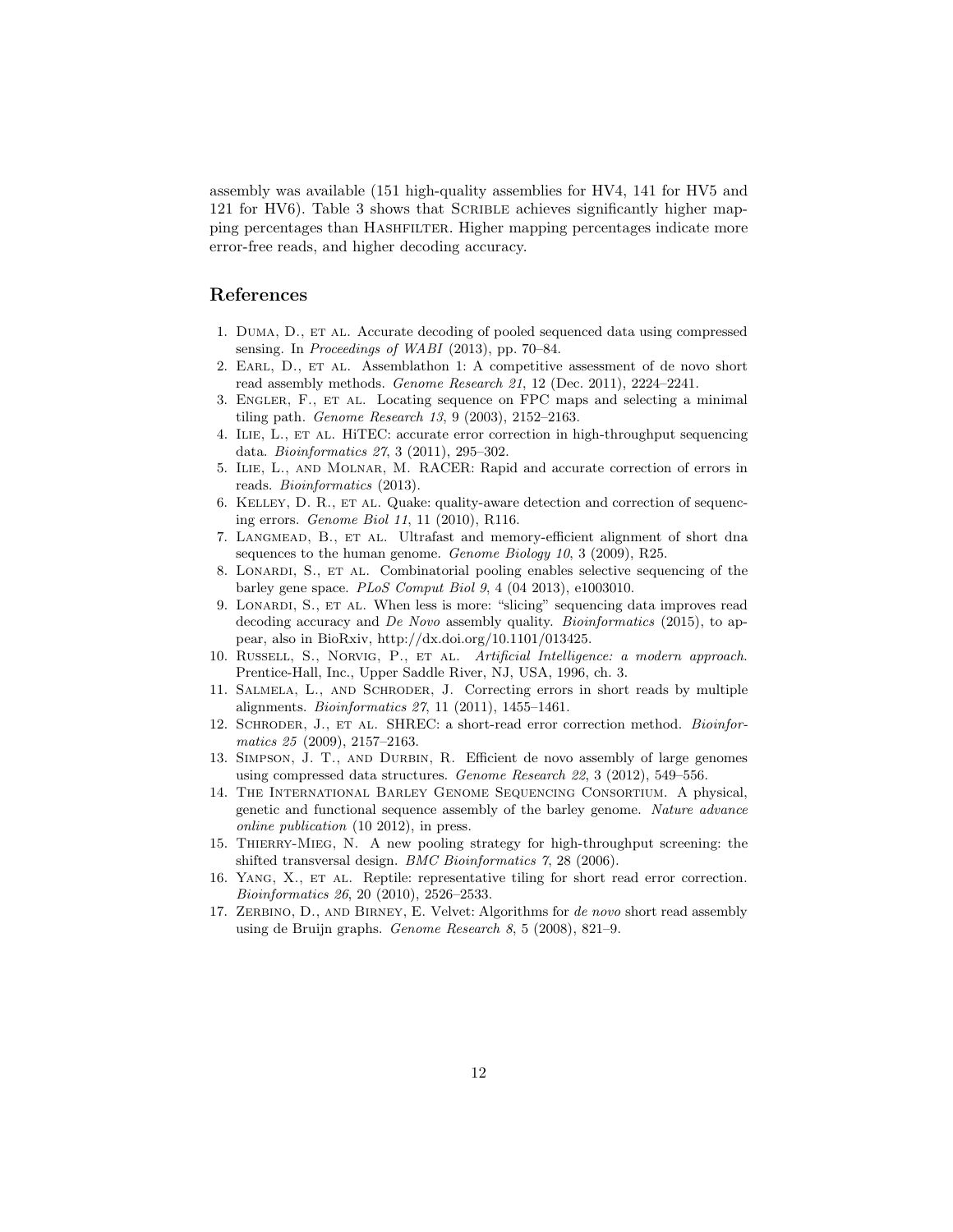assembly was available (151 high-quality assemblies for HV4, 141 for HV5 and 121 for HV6). Table 3 shows that SCRIBLE achieves significantly higher mapping percentages than HASHFILTER. Higher mapping percentages indicate more error-free reads, and higher decoding accuracy.

## References

1. DUMA, D., ET AL. Accurate decoding of pooled sequenced data using compressed sensing. In *Proceedings of WABI* (2013), pp. 70–84.
2. EARL, D., ET AL. Assemblathon 1: A competitive assessment of de novo short read assembly methods. *Genome Research 21*, 12 (Dec. 2011), 2224–2241.
3. ENGLER, F., ET AL. Locating sequence on FPC maps and selecting a minimal tiling path. *Genome Research 13*, 9 (2003), 2152–2163.
4. ILIE, L., ET AL. HiTEC: accurate error correction in high-throughput sequencing data. *Bioinformatics 27*, 3 (2011), 295–302.
5. ILIE, L., AND MOLNAR, M. RACER: Rapid and accurate correction of errors in reads. *Bioinformatics* (2013).
6. KELLEY, D. R., ET AL. Quake: quality-aware detection and correction of sequencing errors. *Genome Biol 11*, 11 (2010), R116.
7. LANGMEAD, B., ET AL. Ultrafast and memory-efficient alignment of short dna sequences to the human genome. *Genome Biology 10*, 3 (2009), R25.
8. LONARDI, S., ET AL. Combinatorial pooling enables selective sequencing of the barley gene space. *PLoS Comput Biol 9*, 4 (04 2013), e1003010.
9. LONARDI, S., ET AL. When less is more: "slicing" sequencing data improves read decoding accuracy and *De Novo* assembly quality. *Bioinformatics* (2015), to appear, also in BioRxiv, http://dx.doi.org/10.1101/013425.
10. RUSSELL, S., NORVIG, P., ET AL. *Artificial Intelligence: a modern approach.* Prentice-Hall, Inc., Upper Saddle River, NJ, USA, 1996, ch. 3.
11. SALMELA, L., AND SCHRODER, J. Correcting errors in short reads by multiple alignments. *Bioinformatics 27*, 11 (2011), 1455–1461.
12. SCHRODER, J., ET AL. SHREC: a short-read error correction method. *Bioinformatics 25* (2009), 2157–2163.
13. SIMPSON, J. T., AND DURBIN, R. Efficient de novo assembly of large genomes using compressed data structures. *Genome Research 22*, 3 (2012), 549–556.
14. THE INTERNATIONAL BARLEY GENOME SEQUENCING CONSORTIUM. A physical, genetic and functional sequence assembly of the barley genome. *Nature advance online publication* (10 2012), in press.
15. THIERRY-MIEG, N. A new pooling strategy for high-throughput screening: the shifted transversal design. *BMC Bioinformatics 7*, 28 (2006).
16. YANG, X., ET AL. Reptile: representative tiling for short read error correction. *Bioinformatics 26*, 20 (2010), 2526–2533.
17. ZERBINO, D., AND BIRNEY, E. Velvet: Algorithms for *de novo* short read assembly using de Bruijn graphs. *Genome Research 8*, 5 (2008), 821–9.